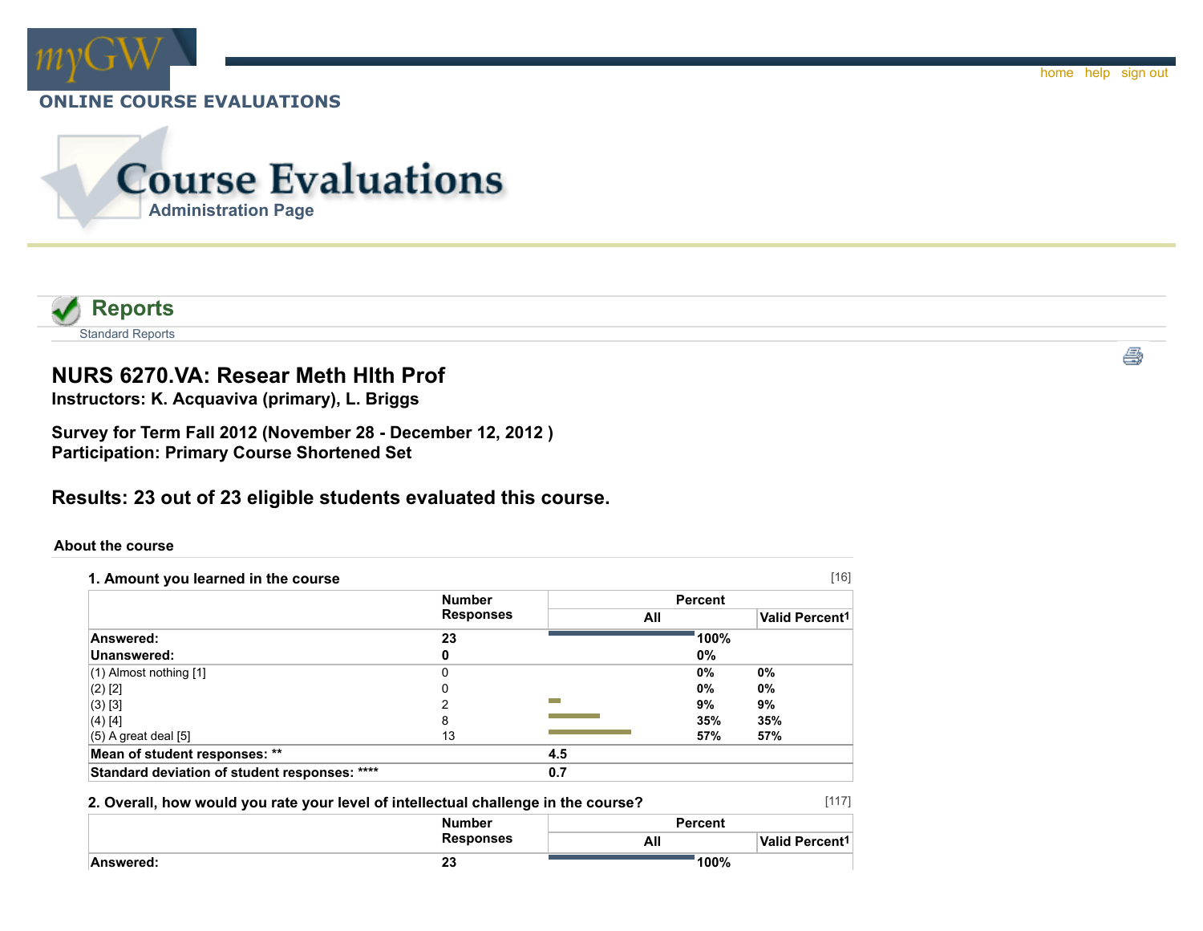ONLINE COURSE EVALUATIONS

# Course Evaluations

Administration Page

## Reports

Standard Reports

### NURS 6270.VA: Resear Meth Hlth Prof

**Instructors: K. Acquaviva (primary), L. Briggs**

**Survey for Term Fall 2012 (November 28 - December 12, 2012 )**
**Participation: Primary Course Shortened Set**

### Results: 23 out of 23 eligible students evaluated this course.

**About the course**

**1. Amount you learned in the course** [16]

| | Number Responses | Percent All | Valid Percent1 |
|---|---|---|---|
| **Answered:** | **23** | **100%** | |
| **Unanswered:** | **0** | **0%** | |
| (1) Almost nothing [1] | 0 | 0% | 0% |
| (2) [2] | 0 | 0% | 0% |
| (3) [3] | 2 | 9% | 9% |
| (4) [4] | 8 | 35% | 35% |
| (5) A great deal [5] | 13 | 57% | 57% |
| **Mean of student responses: \*\*** | | **4.5** | |
| **Standard deviation of student responses: \*\*\*\*** | | **0.7** | |

**2. Overall, how would you rate your level of intellectual challenge in the course?** [117]

| | Number Responses | Percent All | Valid Percent1 |
|---|---|---|---|
| **Answered:** | **23** | **100%** | |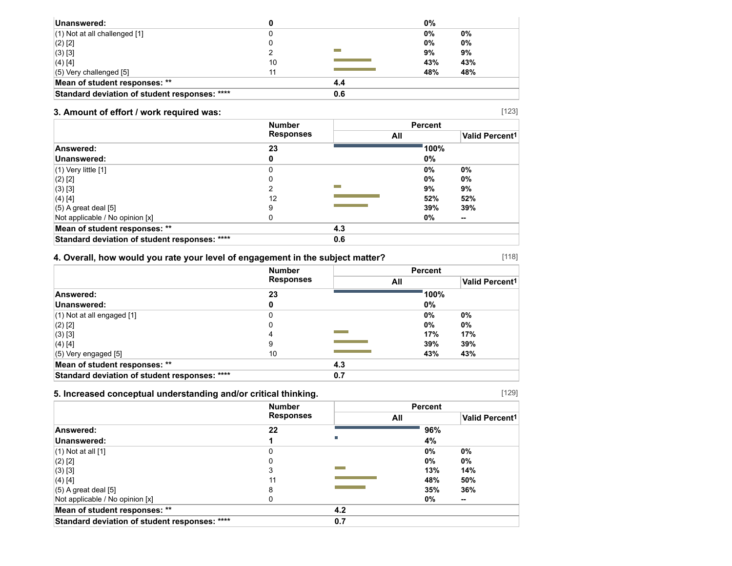| | Number Responses | Percent All | Valid Percent[1] |
|---|---|---|---|
| **Unanswered:** | **0** | **0%** | |
| (1) Not at all challenged [1] | 0 | **0%** | **0%** |
| (2) [2] | 0 | **0%** | **0%** |
| (3) [3] | 2 | **9%** | **9%** |
| (4) [4] | 10 | **43%** | **43%** |
| (5) Very challenged [5] | 11 | **48%** | **48%** |
| **Mean of student responses: ** ** | | **4.4** | |
| **Standard deviation of student responses: ****** | | **0.6** | |

### 3. Amount of effort / work required was:

[123]

| | Number Responses | Percent | |
|---|---|---|---|
| | | All | Valid Percent[1] |
| **Answered:** | **23** | **100%** | |
| **Unanswered:** | **0** | **0%** | |
| (1) Very little [1] | 0 | **0%** | **0%** |
| (2) [2] | 0 | **0%** | **0%** |
| (3) [3] | 2 | **9%** | **9%** |
| (4) [4] | 12 | **52%** | **52%** |
| (5) A great deal [5] | 9 | **39%** | **39%** |
| Not applicable / No opinion [x] | 0 | **0%** | **--** |
| **Mean of student responses: ** ** | | **4.3** | |
| **Standard deviation of student responses: ****** | | **0.6** | |

### 4. Overall, how would you rate your level of engagement in the subject matter?

[118]

| | Number Responses | Percent | |
|---|---|---|---|
| | | All | Valid Percent[1] |
| **Answered:** | **23** | **100%** | |
| **Unanswered:** | **0** | **0%** | |
| (1) Not at all engaged [1] | 0 | **0%** | **0%** |
| (2) [2] | 0 | **0%** | **0%** |
| (3) [3] | 4 | **17%** | **17%** |
| (4) [4] | 9 | **39%** | **39%** |
| (5) Very engaged [5] | 10 | **43%** | **43%** |
| **Mean of student responses: ** ** | | **4.3** | |
| **Standard deviation of student responses: ****** | | **0.7** | |

### 5. Increased conceptual understanding and/or critical thinking.

[129]

| | Number Responses | Percent | |
|---|---|---|---|
| | | All | Valid Percent[1] |
| **Answered:** | **22** | **96%** | |
| **Unanswered:** | **1** | **4%** | |
| (1) Not at all [1] | 0 | **0%** | **0%** |
| (2) [2] | 0 | **0%** | **0%** |
| (3) [3] | 3 | **13%** | **14%** |
| (4) [4] | 11 | **48%** | **50%** |
| (5) A great deal [5] | 8 | **35%** | **36%** |
| Not applicable / No opinion [x] | 0 | **0%** | **--** |
| **Mean of student responses: ** ** | | **4.2** | |
| **Standard deviation of student responses: ****** | | **0.7** | |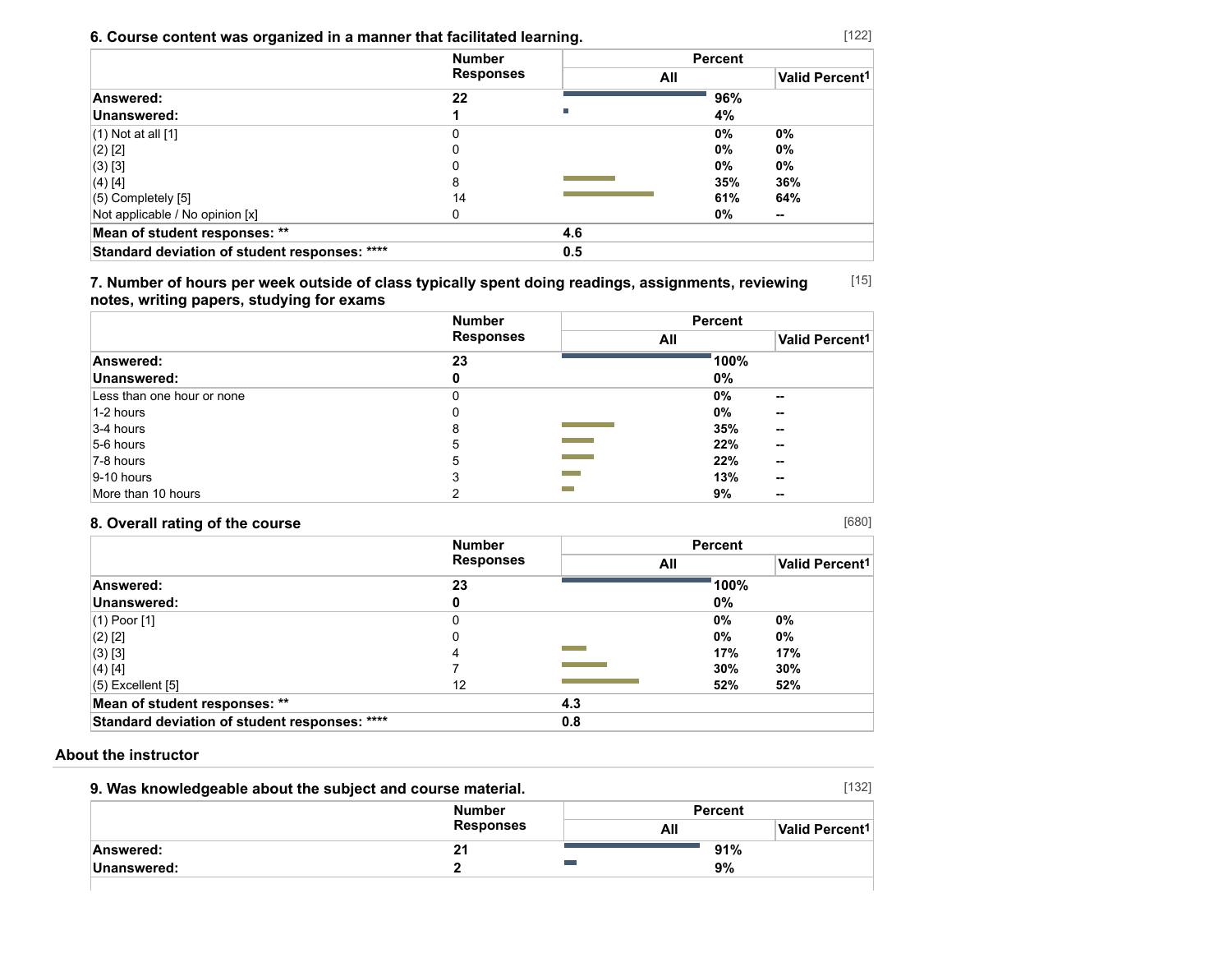### 6. Course content was organized in a manner that facilitated learning.

[122]

| | Number Responses | Percent | |
|---|---|---|---|
| | | All | Valid Percent[1] |
| **Answered:** | **22** | **96%** | |
| **Unanswered:** | **1** | **4%** | |
| (1) Not at all [1] | 0 | 0% | 0% |
| (2) [2] | 0 | 0% | 0% |
| (3) [3] | 0 | 0% | 0% |
| (4) [4] | 8 | 35% | 36% |
| (5) Completely [5] | 14 | 61% | 64% |
| Not applicable / No opinion [x] | 0 | 0% | -- |
| **Mean of student responses: \*\*** | | **4.6** | |
| **Standard deviation of student responses: \*\*\*\*** | | **0.5** | |

### 7. Number of hours per week outside of class typically spent doing readings, assignments, reviewing notes, writing papers, studying for exams

[15]

| | Number Responses | Percent | |
|---|---|---|---|
| | | All | Valid Percent[1] |
| **Answered:** | **23** | **100%** | |
| **Unanswered:** | **0** | **0%** | |
| Less than one hour or none | 0 | 0% | -- |
| 1-2 hours | 0 | 0% | -- |
| 3-4 hours | 8 | 35% | -- |
| 5-6 hours | 5 | 22% | -- |
| 7-8 hours | 5 | 22% | -- |
| 9-10 hours | 3 | 13% | -- |
| More than 10 hours | 2 | 9% | -- |

### 8. Overall rating of the course

[680]

| | Number Responses | Percent | |
|---|---|---|---|
| | | All | Valid Percent[1] |
| **Answered:** | **23** | **100%** | |
| **Unanswered:** | **0** | **0%** | |
| (1) Poor [1] | 0 | 0% | 0% |
| (2) [2] | 0 | 0% | 0% |
| (3) [3] | 4 | 17% | 17% |
| (4) [4] | 7 | 30% | 30% |
| (5) Excellent [5] | 12 | 52% | 52% |
| **Mean of student responses: \*\*** | | **4.3** | |
| **Standard deviation of student responses: \*\*\*\*** | | **0.8** | |

## About the instructor

### 9. Was knowledgeable about the subject and course material.

[132]

| | Number Responses | Percent | |
|---|---|---|---|
| | | All | Valid Percent[1] |
| **Answered:** | **21** | **91%** | |
| **Unanswered:** | **2** | **9%** | |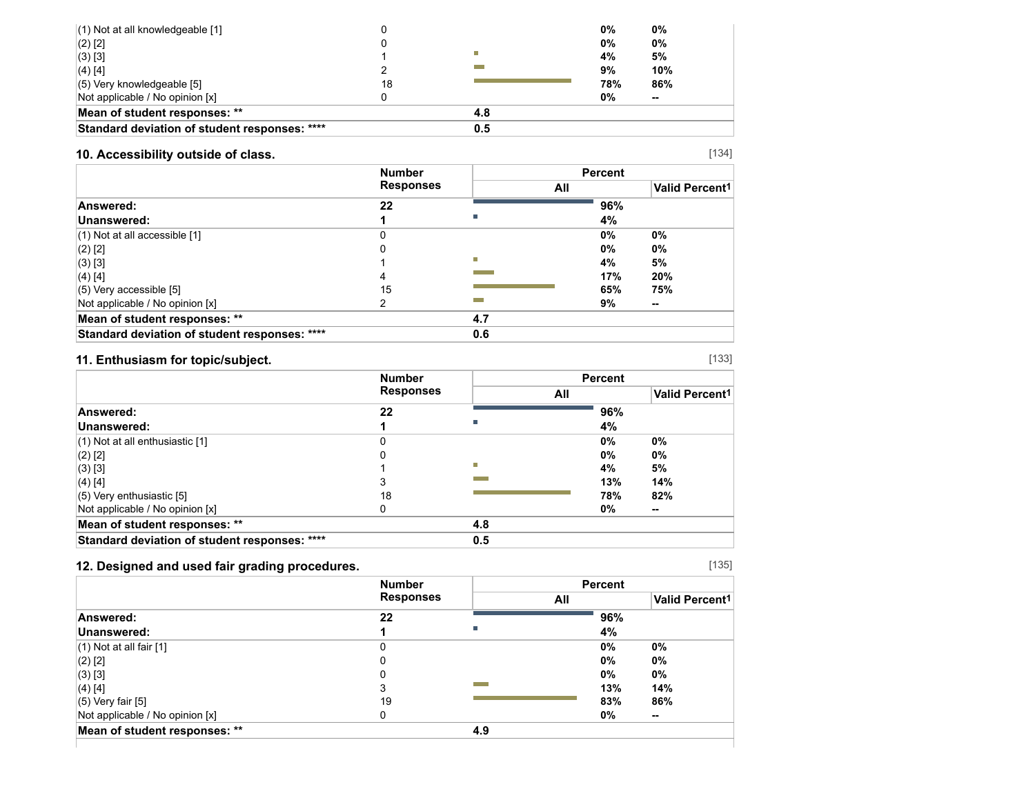| | | | |
|---|---|---|---|
| (1) Not at all knowledgeable [1] | 0 | 0% | 0% |
| (2) [2] | 0 | 0% | 0% |
| (3) [3] | 1 | 4% | 5% |
| (4) [4] | 2 | 9% | 10% |
| (5) Very knowledgeable [5] | 18 | 78% | 86% |
| Not applicable / No opinion [x] | 0 | 0% | -- |
| **Mean of student responses: \*\*** | **4.8** | | |
| **Standard deviation of student responses: \*\*\*\*** | **0.5** | | |

## 10. Accessibility outside of class.

[134]

| | Number Responses | Percent | |
|---|---|---|---|
| | | All | Valid Percent[1] |
| **Answered:** | **22** | **96%** | |
| **Unanswered:** | **1** | **4%** | |
| (1) Not at all accessible [1] | 0 | 0% | 0% |
| (2) [2] | 0 | 0% | 0% |
| (3) [3] | 1 | 4% | 5% |
| (4) [4] | 4 | 17% | 20% |
| (5) Very accessible [5] | 15 | 65% | 75% |
| Not applicable / No opinion [x] | 2 | 9% | -- |
| **Mean of student responses: \*\*** | **4.7** | | |
| **Standard deviation of student responses: \*\*\*\*** | **0.6** | | |

## 11. Enthusiasm for topic/subject.

[133]

| | Number Responses | Percent | |
|---|---|---|---|
| | | All | Valid Percent[1] |
| **Answered:** | **22** | **96%** | |
| **Unanswered:** | **1** | **4%** | |
| (1) Not at all enthusiastic [1] | 0 | 0% | 0% |
| (2) [2] | 0 | 0% | 0% |
| (3) [3] | 1 | 4% | 5% |
| (4) [4] | 3 | 13% | 14% |
| (5) Very enthusiastic [5] | 18 | 78% | 82% |
| Not applicable / No opinion [x] | 0 | 0% | -- |
| **Mean of student responses: \*\*** | **4.8** | | |
| **Standard deviation of student responses: \*\*\*\*** | **0.5** | | |

## 12. Designed and used fair grading procedures.

[135]

| | Number Responses | Percent | |
|---|---|---|---|
| | | All | Valid Percent[1] |
| **Answered:** | **22** | **96%** | |
| **Unanswered:** | **1** | **4%** | |
| (1) Not at all fair [1] | 0 | 0% | 0% |
| (2) [2] | 0 | 0% | 0% |
| (3) [3] | 0 | 0% | 0% |
| (4) [4] | 3 | 13% | 14% |
| (5) Very fair [5] | 19 | 83% | 86% |
| Not applicable / No opinion [x] | 0 | 0% | -- |
| **Mean of student responses: \*\*** | **4.9** | | |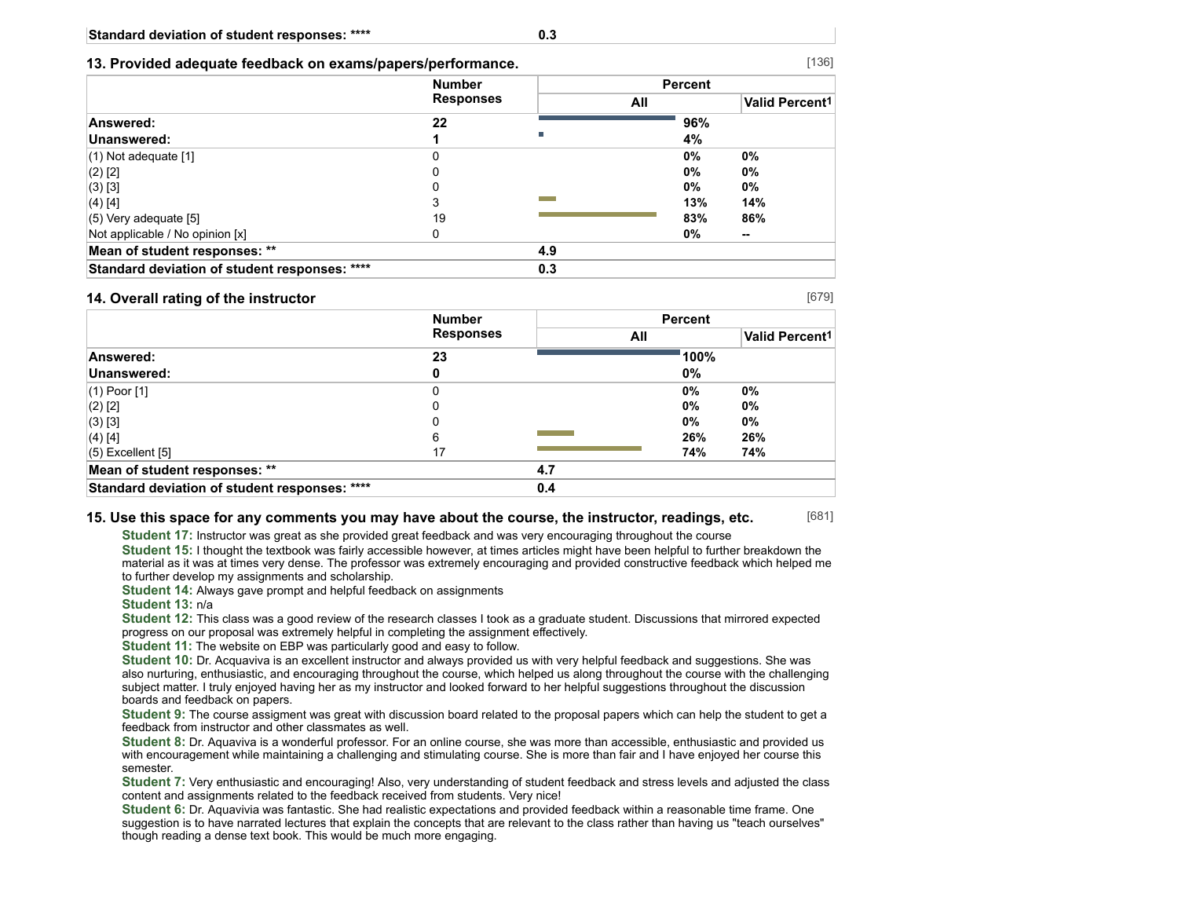| Standard deviation of student responses: **** | 0.3 | | |
|---|---|---|---|

### 13. Provided adequate feedback on exams/papers/performance.

[136]

| | Number Responses | Percent | |
|---|---|---|---|
| | | All | Valid Percent[1] |
| **Answered:** | **22** | **96%** | |
| **Unanswered:** | **1** | **4%** | |
| (1) Not adequate [1] | 0 | **0%** | **0%** |
| (2) [2] | 0 | **0%** | **0%** |
| (3) [3] | 0 | **0%** | **0%** |
| (4) [4] | 3 | **13%** | **14%** |
| (5) Very adequate [5] | 19 | **83%** | **86%** |
| Not applicable / No opinion [x] | 0 | **0%** | **--** |
| **Mean of student responses: **** | **4.9** | | |
| **Standard deviation of student responses: ******** | **0.3** | | |

### 14. Overall rating of the instructor

[679]

| | Number Responses | Percent | |
|---|---|---|---|
| | | All | Valid Percent[1] |
| **Answered:** | **23** | **100%** | |
| **Unanswered:** | **0** | **0%** | |
| (1) Poor [1] | 0 | **0%** | **0%** |
| (2) [2] | 0 | **0%** | **0%** |
| (3) [3] | 0 | **0%** | **0%** |
| (4) [4] | 6 | **26%** | **26%** |
| (5) Excellent [5] | 17 | **74%** | **74%** |
| **Mean of student responses: **** | **4.7** | | |
| **Standard deviation of student responses: ******** | **0.4** | | |

### 15. Use this space for any comments you may have about the course, the instructor, readings, etc.

[681]

**Student 17:** Instructor was great as she provided great feedback and was very encouraging throughout the course

**Student 15:** I thought the textbook was fairly accessible however, at times articles might have been helpful to further breakdown the material as it was at times very dense. The professor was extremely encouraging and provided constructive feedback which helped me to further develop my assignments and scholarship.

**Student 14:** Always gave prompt and helpful feedback on assignments

**Student 13:** n/a

**Student 12:** This class was a good review of the research classes I took as a graduate student. Discussions that mirrored expected progress on our proposal was extremely helpful in completing the assignment effectively.

**Student 11:** The website on EBP was particularly good and easy to follow.

**Student 10:** Dr. Acquaviva is an excellent instructor and always provided us with very helpful feedback and suggestions. She was also nurturing, enthusiastic, and encouraging throughout the course, which helped us along throughout the course with the challenging subject matter. I truly enjoyed having her as my instructor and looked forward to her helpful suggestions throughout the discussion boards and feedback on papers.

**Student 9:** The course assigment was great with discussion board related to the proposal papers which can help the student to get a feedback from instructor and other classmates as well.

**Student 8:** Dr. Aquaviva is a wonderful professor. For an online course, she was more than accessible, enthusiastic and provided us with encouragement while maintaining a challenging and stimulating course. She is more than fair and I have enjoyed her course this semester.

**Student 7:** Very enthusiastic and encouraging! Also, very understanding of student feedback and stress levels and adjusted the class content and assignments related to the feedback received from students. Very nice!

**Student 6:** Dr. Aquavivia was fantastic. She had realistic expectations and provided feedback within a reasonable time frame. One suggestion is to have narrated lectures that explain the concepts that are relevant to the class rather than having us "teach ourselves" though reading a dense text book. This would be much more engaging.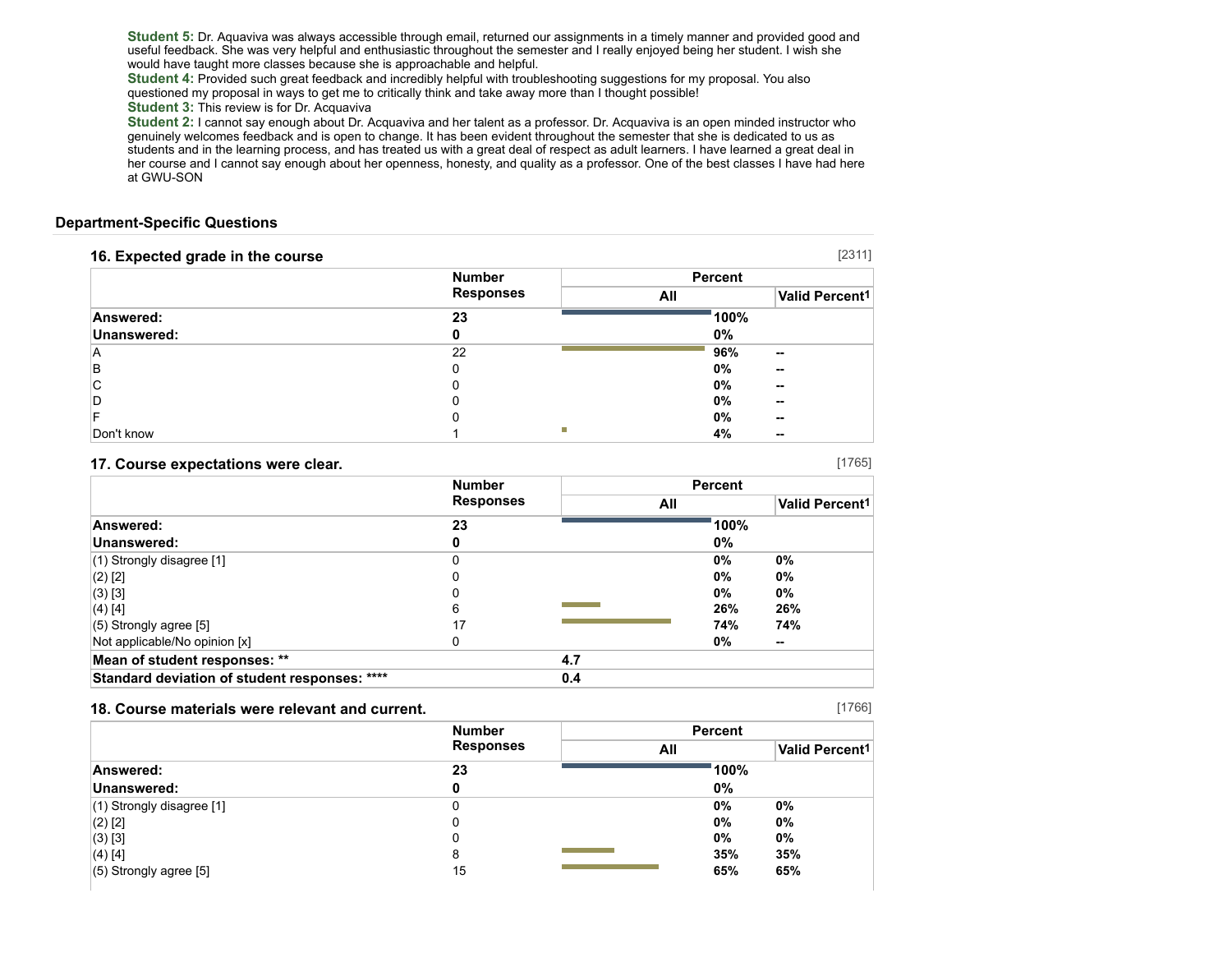**Student 5:** Dr. Aquaviva was always accessible through email, returned our assignments in a timely manner and provided good and useful feedback. She was very helpful and enthusiastic throughout the semester and I really enjoyed being her student. I wish she would have taught more classes because she is approachable and helpful.
**Student 4:** Provided such great feedback and incredibly helpful with troubleshooting suggestions for my proposal. You also questioned my proposal in ways to get me to critically think and take away more than I thought possible!
**Student 3:** This review is for Dr. Acquaviva
**Student 2:** I cannot say enough about Dr. Acquaviva and her talent as a professor. Dr. Acquaviva is an open minded instructor who genuinely welcomes feedback and is open to change. It has been evident throughout the semester that she is dedicated to us as students and in the learning process, and has treated us with a great deal of respect as adult learners. I have learned a great deal in her course and I cannot say enough about her openness, honesty, and quality as a professor. One of the best classes I have had here at GWU-SON

## Department-Specific Questions

### 16. Expected grade in the course

[2311]

| | Number Responses | Percent | |
|---|---|---|---|
| | | All | Valid Percent[1] |
| **Answered:** | **23** | **100%** | |
| **Unanswered:** | **0** | **0%** | |
| A | 22 | **96%** | **--** |
| B | 0 | **0%** | **--** |
| C | 0 | **0%** | **--** |
| D | 0 | **0%** | **--** |
| F | 0 | **0%** | **--** |
| Don't know | 1 | **4%** | **--** |

### 17. Course expectations were clear.

[1765]

| | Number Responses | Percent | |
|---|---|---|---|
| | | All | Valid Percent[1] |
| **Answered:** | **23** | **100%** | |
| **Unanswered:** | **0** | **0%** | |
| (1) Strongly disagree [1] | 0 | **0%** | **0%** |
| (2) [2] | 0 | **0%** | **0%** |
| (3) [3] | 0 | **0%** | **0%** |
| (4) [4] | 6 | **26%** | **26%** |
| (5) Strongly agree [5] | 17 | **74%** | **74%** |
| Not applicable/No opinion [x] | 0 | **0%** | **--** |
| **Mean of student responses: **** | | **4.7** | |
| **Standard deviation of student responses: ******** | | **0.4** | |

### 18. Course materials were relevant and current.

[1766]

| | Number Responses | Percent | |
|---|---|---|---|
| | | All | Valid Percent[1] |
| **Answered:** | **23** | **100%** | |
| **Unanswered:** | **0** | **0%** | |
| (1) Strongly disagree [1] | 0 | **0%** | **0%** |
| (2) [2] | 0 | **0%** | **0%** |
| (3) [3] | 0 | **0%** | **0%** |
| (4) [4] | 8 | **35%** | **35%** |
| (5) Strongly agree [5] | 15 | **65%** | **65%** |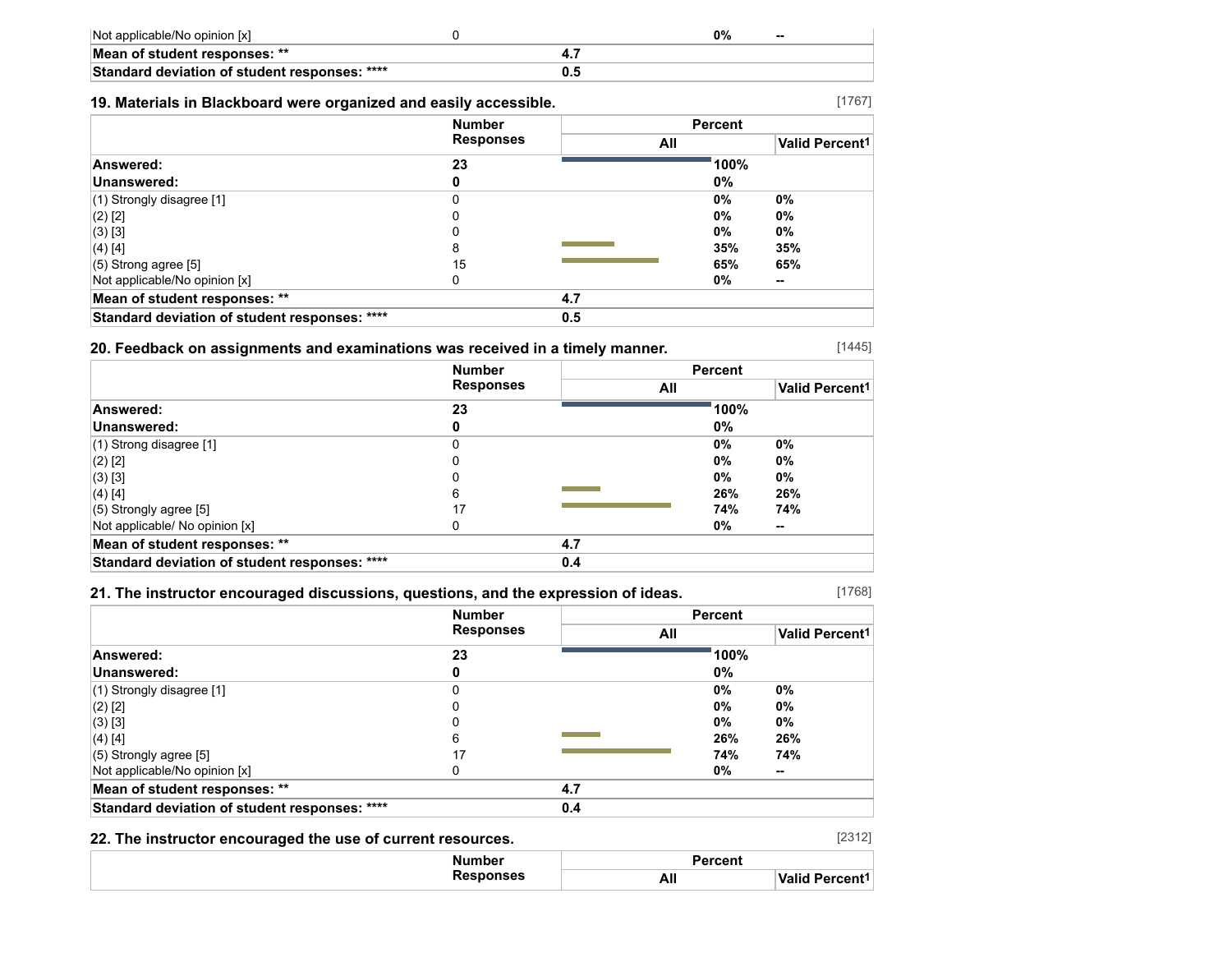| | | | |
|---|---|---|---|
| Not applicable/No opinion [x] | 0 | 0% | -- |
| **Mean of student responses: ** ** | **4.7** | | |
| **Standard deviation of student responses: ******** | **0.5** | | |

### 19. Materials in Blackboard were organized and easily accessible.

[1767]

| | Number Responses | Percent | |
|---|---|---|---|
| | | All | Valid Percent[1] |
| **Answered:** | **23** | **100%** | |
| **Unanswered:** | **0** | **0%** | |
| (1) Strongly disagree [1] | 0 | **0%** | **0%** |
| (2) [2] | 0 | **0%** | **0%** |
| (3) [3] | 0 | **0%** | **0%** |
| (4) [4] | 8 | **35%** | **35%** |
| (5) Strong agree [5] | 15 | **65%** | **65%** |
| Not applicable/No opinion [x] | 0 | **0%** | **--** |
| **Mean of student responses: ** ** | **4.7** | | |
| **Standard deviation of student responses: ******** | **0.5** | | |

### 20. Feedback on assignments and examinations was received in a timely manner.

[1445]

| | Number Responses | Percent | |
|---|---|---|---|
| | | All | Valid Percent[1] |
| **Answered:** | **23** | **100%** | |
| **Unanswered:** | **0** | **0%** | |
| (1) Strong disagree [1] | 0 | **0%** | **0%** |
| (2) [2] | 0 | **0%** | **0%** |
| (3) [3] | 0 | **0%** | **0%** |
| (4) [4] | 6 | **26%** | **26%** |
| (5) Strongly agree [5] | 17 | **74%** | **74%** |
| Not applicable/ No opinion [x] | 0 | **0%** | **--** |
| **Mean of student responses: ** ** | **4.7** | | |
| **Standard deviation of student responses: ******** | **0.4** | | |

### 21. The instructor encouraged discussions, questions, and the expression of ideas.

[1768]

| | Number Responses | Percent | |
|---|---|---|---|
| | | All | Valid Percent[1] |
| **Answered:** | **23** | **100%** | |
| **Unanswered:** | **0** | **0%** | |
| (1) Strongly disagree [1] | 0 | **0%** | **0%** |
| (2) [2] | 0 | **0%** | **0%** |
| (3) [3] | 0 | **0%** | **0%** |
| (4) [4] | 6 | **26%** | **26%** |
| (5) Strongly agree [5] | 17 | **74%** | **74%** |
| Not applicable/No opinion [x] | 0 | **0%** | **--** |
| **Mean of student responses: ** ** | **4.7** | | |
| **Standard deviation of student responses: ******** | **0.4** | | |

### 22. The instructor encouraged the use of current resources.

[2312]

| | Number Responses | Percent | |
|---|---|---|---|
| | | All | Valid Percent[1] |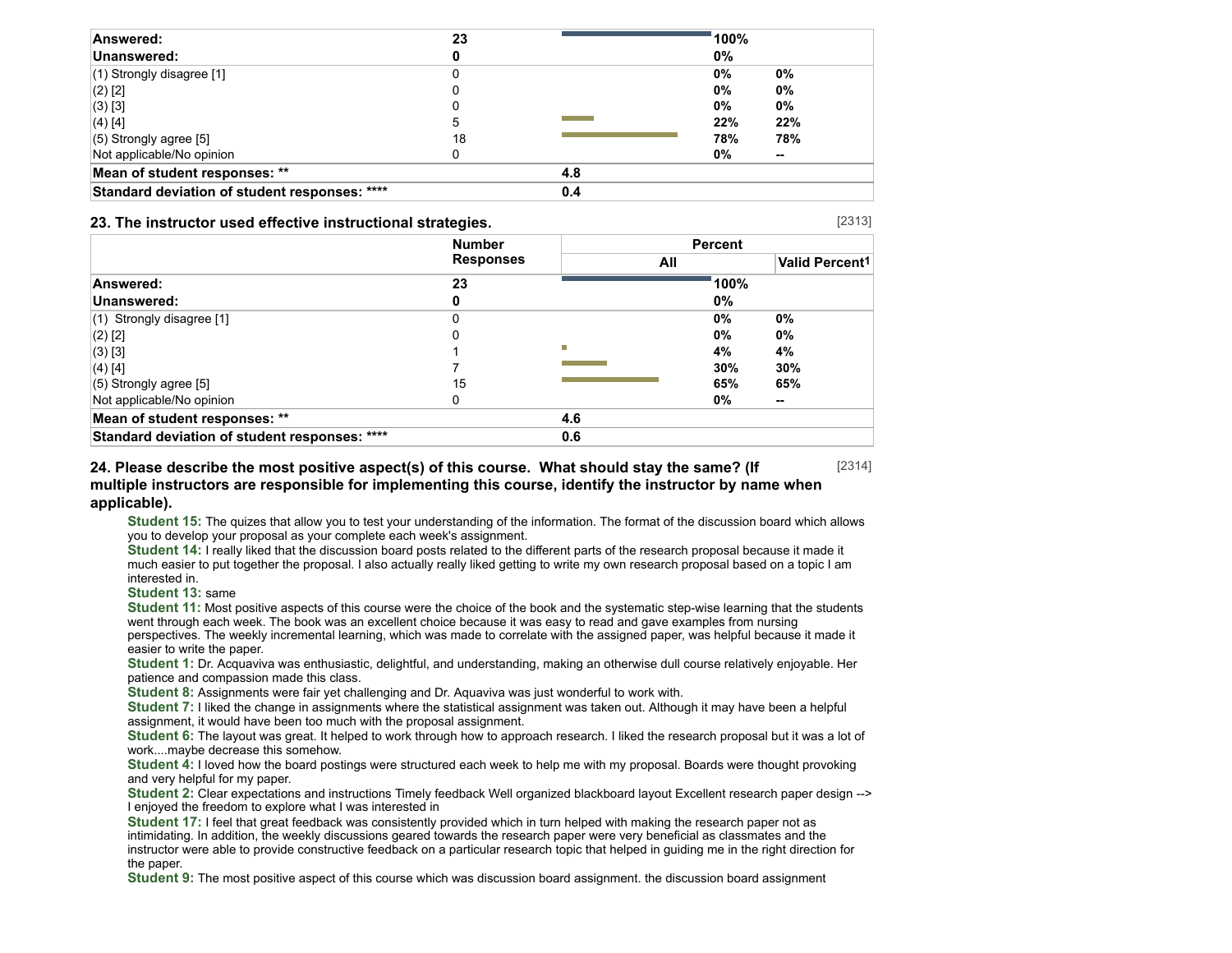| | Number Responses | Percent All | Valid Percent[1] |
|---|---|---|---|
| **Answered:** | **23** | **100%** | |
| **Unanswered:** | **0** | **0%** | |
| (1) Strongly disagree [1] | 0 | **0%** | **0%** |
| (2) [2] | 0 | **0%** | **0%** |
| (3) [3] | 0 | **0%** | **0%** |
| (4) [4] | 5 | **22%** | **22%** |
| (5) Strongly agree [5] | 18 | **78%** | **78%** |
| Not applicable/No opinion | 0 | **0%** | **--** |
| **Mean of student responses: \*\*** | | **4.8** | |
| **Standard deviation of student responses: \*\*\*\*** | | **0.4** | |

### 23. The instructor used effective instructional strategies. [2313]

| | Number Responses | Percent All | Valid Percent[1] |
|---|---|---|---|
| **Answered:** | **23** | **100%** | |
| **Unanswered:** | **0** | **0%** | |
| (1) Strongly disagree [1] | 0 | **0%** | **0%** |
| (2) [2] | 0 | **0%** | **0%** |
| (3) [3] | 1 | **4%** | **4%** |
| (4) [4] | 7 | **30%** | **30%** |
| (5) Strongly agree [5] | 15 | **65%** | **65%** |
| Not applicable/No opinion | 0 | **0%** | **--** |
| **Mean of student responses: \*\*** | | **4.6** | |
| **Standard deviation of student responses: \*\*\*\*** | | **0.6** | |

### 24. Please describe the most positive aspect(s) of this course. What should stay the same? (If multiple instructors are responsible for implementing this course, identify the instructor by name when applicable). [2314]

**Student 15:** The quizes that allow you to test your understanding of the information. The format of the discussion board which allows you to develop your proposal as your complete each week's assignment.

**Student 14:** I really liked that the discussion board posts related to the different parts of the research proposal because it made it much easier to put together the proposal. I also actually really liked getting to write my own research proposal based on a topic I am interested in.

**Student 13:** same

**Student 11:** Most positive aspects of this course were the choice of the book and the systematic step-wise learning that the students went through each week. The book was an excellent choice because it was easy to read and gave examples from nursing perspectives. The weekly incremental learning, which was made to correlate with the assigned paper, was helpful because it made it easier to write the paper.

**Student 1:** Dr. Acquaviva was enthusiastic, delightful, and understanding, making an otherwise dull course relatively enjoyable. Her patience and compassion made this class.

**Student 8:** Assignments were fair yet challenging and Dr. Aquaviva was just wonderful to work with.

**Student 7:** I liked the change in assignments where the statistical assignment was taken out. Although it may have been a helpful assignment, it would have been too much with the proposal assignment.

**Student 6:** The layout was great. It helped to work through how to approach research. I liked the research proposal but it was a lot of work....maybe decrease this somehow.

**Student 4:** I loved how the board postings were structured each week to help me with my proposal. Boards were thought provoking and very helpful for my paper.

**Student 2:** Clear expectations and instructions Timely feedback Well organized blackboard layout Excellent research paper design --> I enjoyed the freedom to explore what I was interested in

**Student 17:** I feel that great feedback was consistently provided which in turn helped with making the research paper not as intimidating. In addition, the weekly discussions geared towards the research paper were very beneficial as classmates and the instructor were able to provide constructive feedback on a particular research topic that helped in guiding me in the right direction for the paper.

**Student 9:** The most positive aspect of this course which was discussion board assignment. the discussion board assignment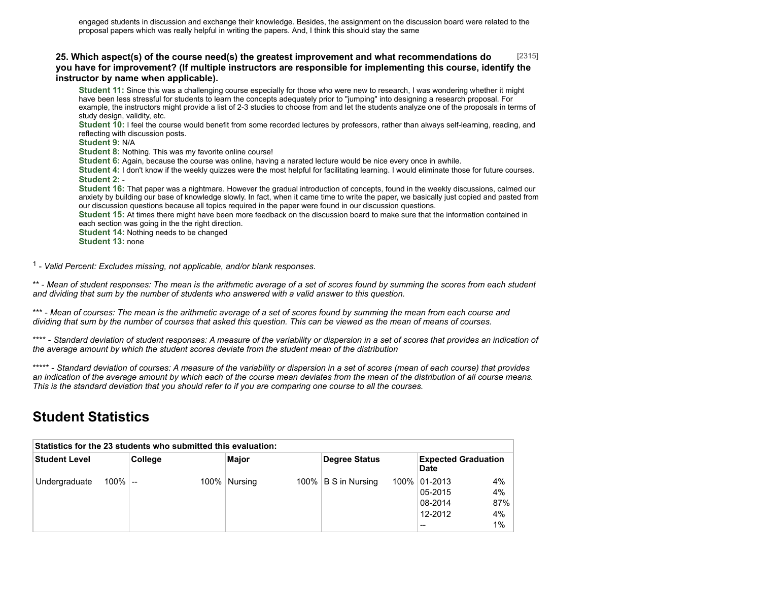engaged students in discussion and exchange their knowledge. Besides, the assignment on the discussion board were related to the proposal papers which was really helpful in writing the papers. And, I think this should stay the same

**25. Which aspect(s) of the course need(s) the greatest improvement and what recommendations do you have for improvement? (If multiple instructors are responsible for implementing this course, identify the instructor by name when applicable).** [2315]

**Student 11:** Since this was a challenging course especially for those who were new to research, I was wondering whether it might have been less stressful for students to learn the concepts adequately prior to "jumping" into designing a research proposal. For example, the instructors might provide a list of 2-3 studies to choose from and let the students analyze one of the proposals in terms of study design, validity, etc.
**Student 10:** I feel the course would benefit from some recorded lectures by professors, rather than always self-learning, reading, and reflecting with discussion posts.
**Student 9:** N/A
**Student 8:** Nothing. This was my favorite online course!
**Student 6:** Again, because the course was online, having a narated lecture would be nice every once in awhile.
**Student 4:** I don't know if the weekly quizzes were the most helpful for facilitating learning. I would eliminate those for future courses.
**Student 2:** -
**Student 16:** That paper was a nightmare. However the gradual introduction of concepts, found in the weekly discussions, calmed our anxiety by building our base of knowledge slowly. In fact, when it came time to write the paper, we basically just copied and pasted from our discussion questions because all topics required in the paper were found in our discussion questions.
**Student 15:** At times there might have been more feedback on the discussion board to make sure that the information contained in each section was going in the the right direction.
**Student 14:** Nothing needs to be changed
**Student 13:** none

[1] - *Valid Percent: Excludes missing, not applicable, and/or blank responses.*

** - *Mean of student responses: The mean is the arithmetic average of a set of scores found by summing the scores from each student and dividing that sum by the number of students who answered with a valid answer to this question.*

*** - *Mean of courses: The mean is the arithmetic average of a set of scores found by summing the mean from each course and dividing that sum by the number of courses that asked this question. This can be viewed as the mean of means of courses.*

**** - *Standard deviation of student responses: A measure of the variability or dispersion in a set of scores that provides an indication of the average amount by which the student scores deviate from the student mean of the distribution*

***** - *Standard deviation of courses: A measure of the variability or dispersion in a set of scores (mean of each course) that provides an indication of the average amount by which each of the course mean deviates from the mean of the distribution of all course means. This is the standard deviation that you should refer to if you are comparing one course to all the courses.*

## Student Statistics

| Statistics for the 23 students who submitted this evaluation: | | | | | | | | | |
|---|---|---|---|---|---|---|---|---|---|
| **Student Level** | | **College** | | **Major** | | **Degree Status** | | **Expected Graduation Date** | |
| Undergraduate | 100% | -- | 100% | Nursing | 100% | B S in Nursing | 100% | 01-2013 | 4% |
| | | | | | | | | 05-2015 | 4% |
| | | | | | | | | 08-2014 | 87% |
| | | | | | | | | 12-2012 | 4% |
| | | | | | | | | -- | 1% |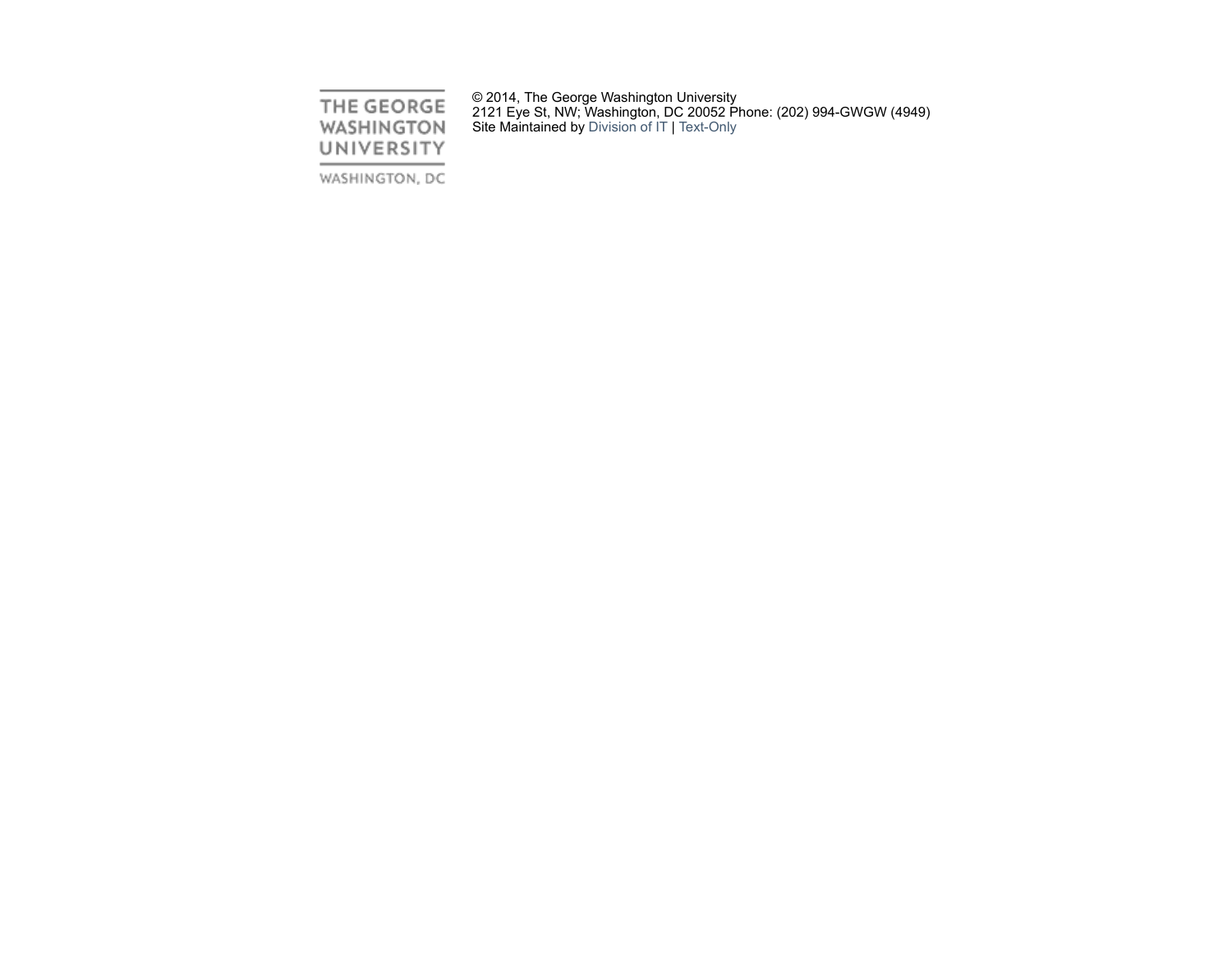THE GEORGE WASHINGTON UNIVERSITY
WASHINGTON, DC

© 2014, The George Washington University
2121 Eye St, NW; Washington, DC 20052 Phone: (202) 994-GWGW (4949)
Site Maintained by Division of IT | Text-Only